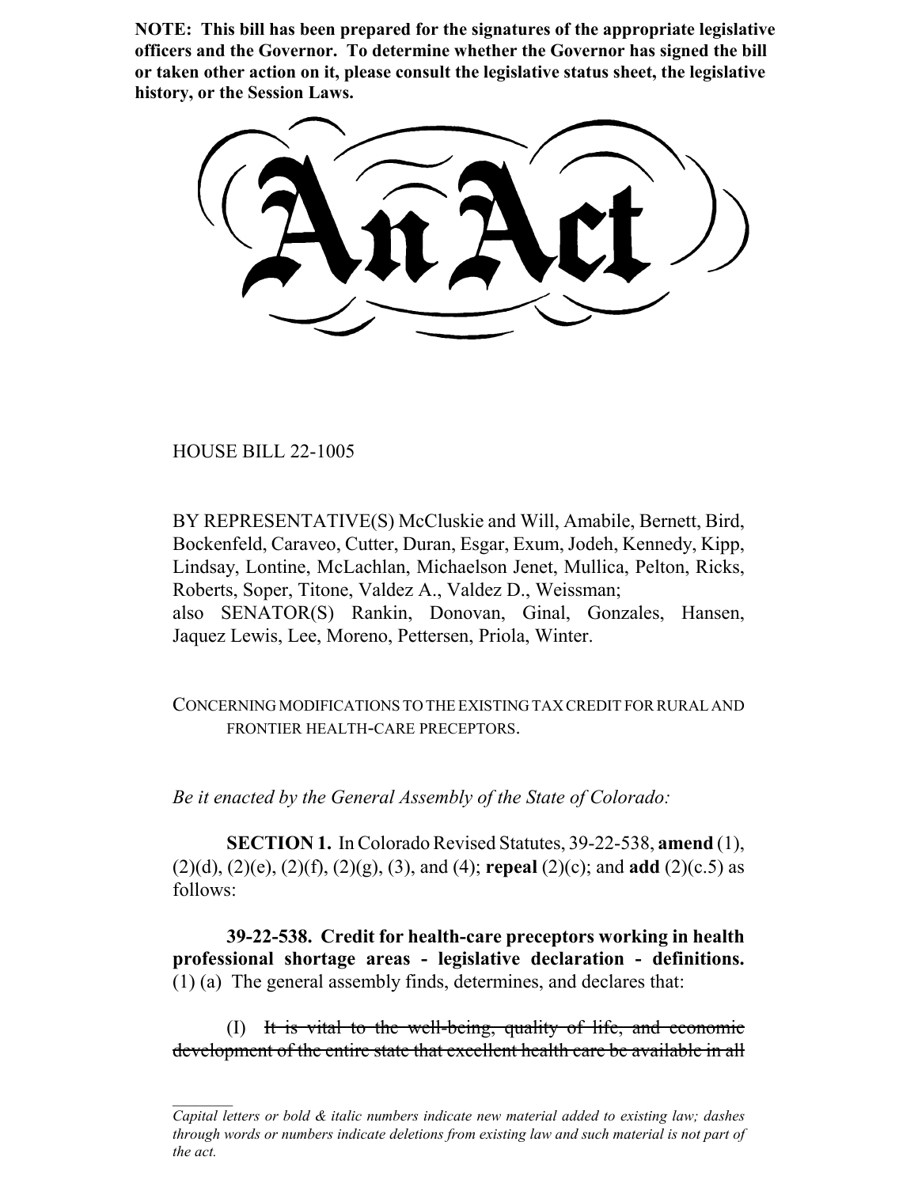**NOTE: This bill has been prepared for the signatures of the appropriate legislative officers and the Governor. To determine whether the Governor has signed the bill or taken other action on it, please consult the legislative status sheet, the legislative history, or the Session Laws.**

# An Act

HOUSE BILL 22-1005

BY REPRESENTATIVE(S) McCluskie and Will, Amabile, Bernett, Bird, Bockenfeld, Caraveo, Cutter, Duran, Esgar, Exum, Jodeh, Kennedy, Kipp, Lindsay, Lontine, McLachlan, Michaelson Jenet, Mullica, Pelton, Ricks, Roberts, Soper, Titone, Valdez A., Valdez D., Weissman;
also SENATOR(S) Rankin, Donovan, Ginal, Gonzales, Hansen, Jaquez Lewis, Lee, Moreno, Pettersen, Priola, Winter.

CONCERNING MODIFICATIONS TO THE EXISTING TAX CREDIT FOR RURAL AND FRONTIER HEALTH-CARE PRECEPTORS.

*Be it enacted by the General Assembly of the State of Colorado:*

**SECTION 1.** In Colorado Revised Statutes, 39-22-538, **amend** (1), (2)(d), (2)(e), (2)(f), (2)(g), (3), and (4); **repeal** (2)(c); and **add** (2)(c.5) as follows:

**39-22-538. Credit for health-care preceptors working in health professional shortage areas - legislative declaration - definitions.** (1) (a) The general assembly finds, determines, and declares that:

(I) ~~It is vital to the well-being, quality of life, and economic development of the entire state that excellent health care be available in all~~

*Capital letters or bold & italic numbers indicate new material added to existing law; dashes through words or numbers indicate deletions from existing law and such material is not part of the act.*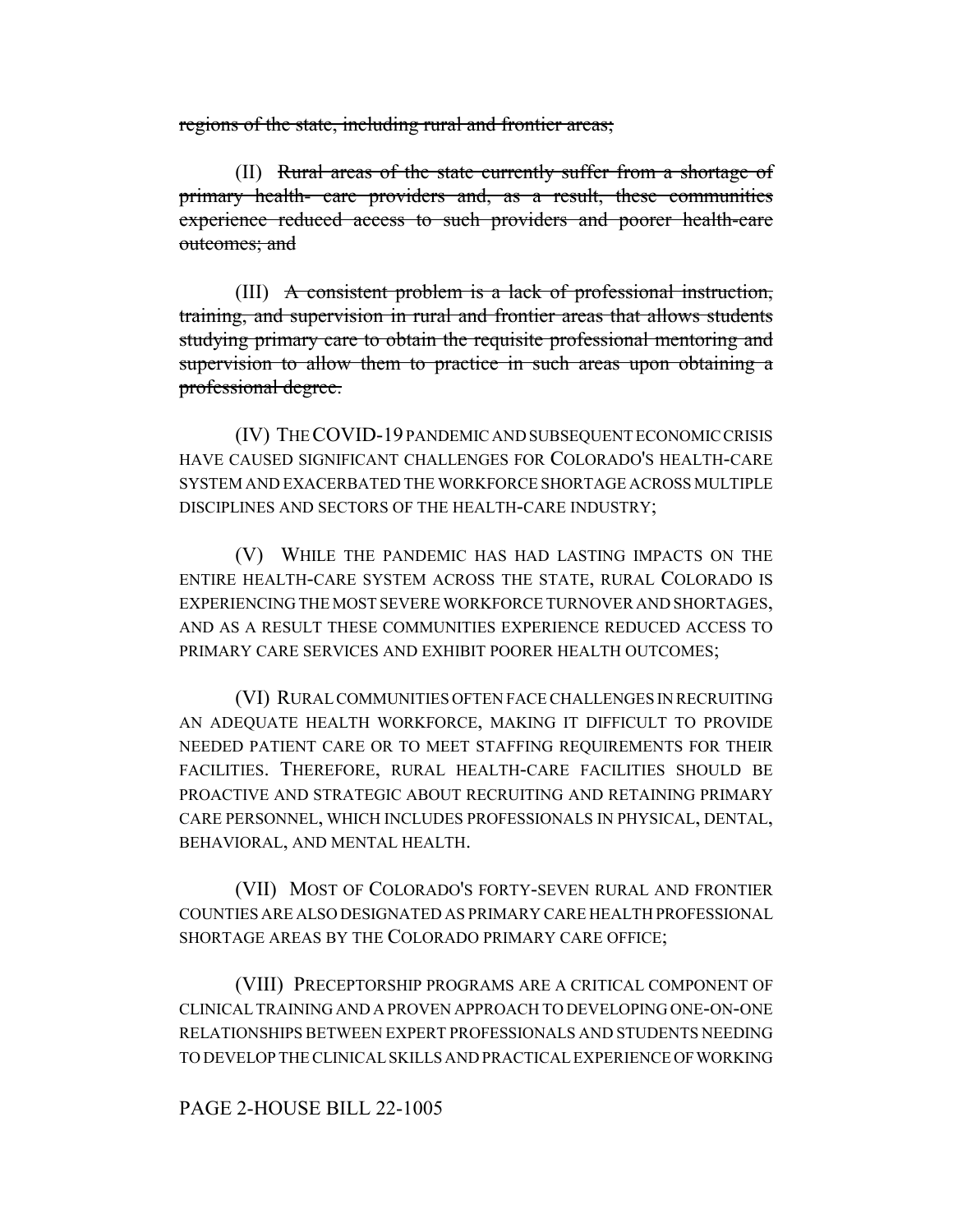~~regions of the state, including rural and frontier areas;~~

(II) ~~Rural areas of the state currently suffer from a shortage of primary health- care providers and, as a result, these communities experience reduced access to such providers and poorer health-care outcomes; and~~

(III) ~~A consistent problem is a lack of professional instruction, training, and supervision in rural and frontier areas that allows students studying primary care to obtain the requisite professional mentoring and supervision to allow them to practice in such areas upon obtaining a professional degree.~~

(IV) THE COVID-19 PANDEMIC AND SUBSEQUENT ECONOMIC CRISIS HAVE CAUSED SIGNIFICANT CHALLENGES FOR COLORADO'S HEALTH-CARE SYSTEM AND EXACERBATED THE WORKFORCE SHORTAGE ACROSS MULTIPLE DISCIPLINES AND SECTORS OF THE HEALTH-CARE INDUSTRY;

(V) WHILE THE PANDEMIC HAS HAD LASTING IMPACTS ON THE ENTIRE HEALTH-CARE SYSTEM ACROSS THE STATE, RURAL COLORADO IS EXPERIENCING THE MOST SEVERE WORKFORCE TURNOVER AND SHORTAGES, AND AS A RESULT THESE COMMUNITIES EXPERIENCE REDUCED ACCESS TO PRIMARY CARE SERVICES AND EXHIBIT POORER HEALTH OUTCOMES;

(VI) RURAL COMMUNITIES OFTEN FACE CHALLENGES IN RECRUITING AN ADEQUATE HEALTH WORKFORCE, MAKING IT DIFFICULT TO PROVIDE NEEDED PATIENT CARE OR TO MEET STAFFING REQUIREMENTS FOR THEIR FACILITIES. THEREFORE, RURAL HEALTH-CARE FACILITIES SHOULD BE PROACTIVE AND STRATEGIC ABOUT RECRUITING AND RETAINING PRIMARY CARE PERSONNEL, WHICH INCLUDES PROFESSIONALS IN PHYSICAL, DENTAL, BEHAVIORAL, AND MENTAL HEALTH.

(VII) MOST OF COLORADO'S FORTY-SEVEN RURAL AND FRONTIER COUNTIES ARE ALSO DESIGNATED AS PRIMARY CARE HEALTH PROFESSIONAL SHORTAGE AREAS BY THE COLORADO PRIMARY CARE OFFICE;

(VIII) PRECEPTORSHIP PROGRAMS ARE A CRITICAL COMPONENT OF CLINICAL TRAINING AND A PROVEN APPROACH TO DEVELOPING ONE-ON-ONE RELATIONSHIPS BETWEEN EXPERT PROFESSIONALS AND STUDENTS NEEDING TO DEVELOP THE CLINICAL SKILLS AND PRACTICAL EXPERIENCE OF WORKING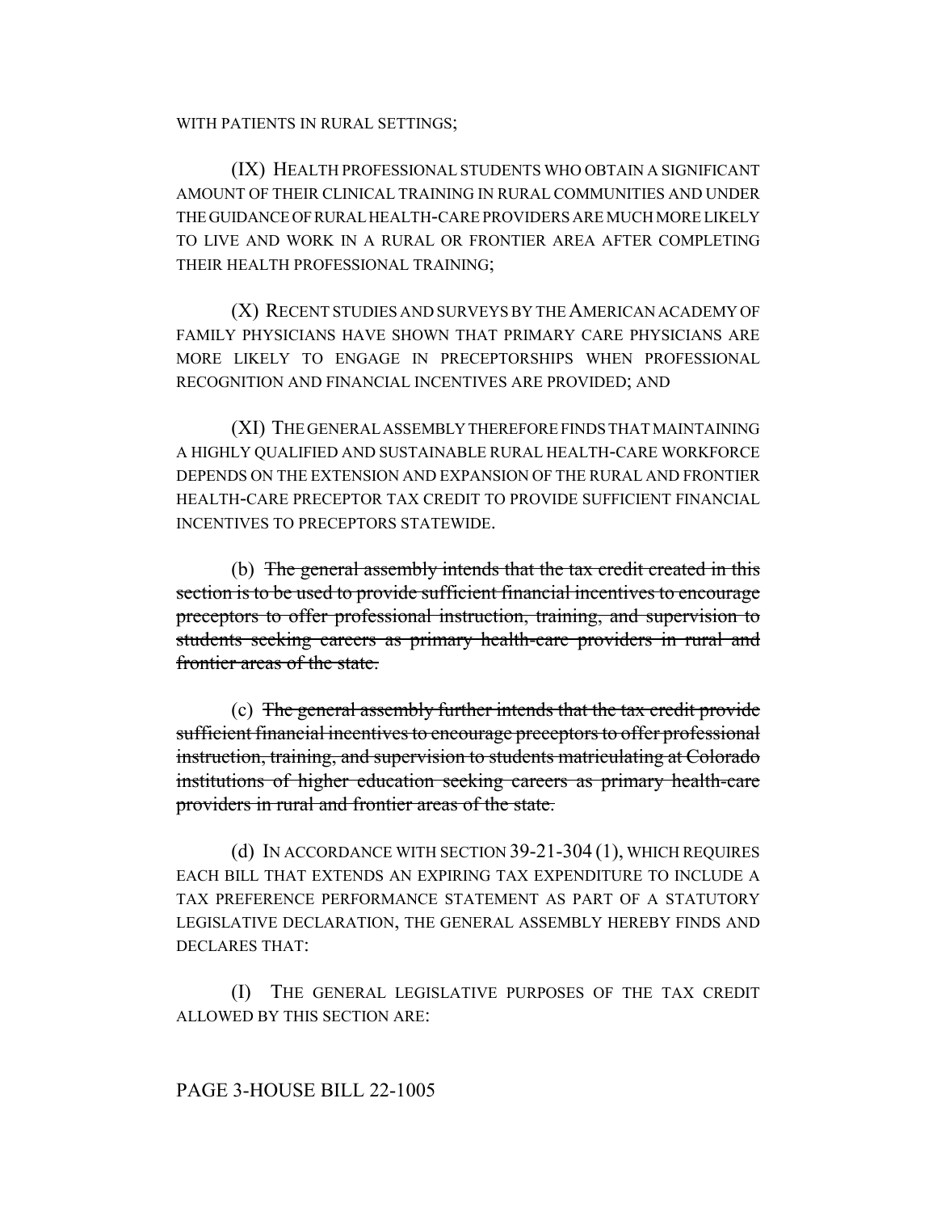WITH PATIENTS IN RURAL SETTINGS;

(IX) HEALTH PROFESSIONAL STUDENTS WHO OBTAIN A SIGNIFICANT AMOUNT OF THEIR CLINICAL TRAINING IN RURAL COMMUNITIES AND UNDER THE GUIDANCE OF RURAL HEALTH-CARE PROVIDERS ARE MUCH MORE LIKELY TO LIVE AND WORK IN A RURAL OR FRONTIER AREA AFTER COMPLETING THEIR HEALTH PROFESSIONAL TRAINING;

(X) RECENT STUDIES AND SURVEYS BY THE AMERICAN ACADEMY OF FAMILY PHYSICIANS HAVE SHOWN THAT PRIMARY CARE PHYSICIANS ARE MORE LIKELY TO ENGAGE IN PRECEPTORSHIPS WHEN PROFESSIONAL RECOGNITION AND FINANCIAL INCENTIVES ARE PROVIDED; AND

(XI) THE GENERAL ASSEMBLY THEREFORE FINDS THAT MAINTAINING A HIGHLY QUALIFIED AND SUSTAINABLE RURAL HEALTH-CARE WORKFORCE DEPENDS ON THE EXTENSION AND EXPANSION OF THE RURAL AND FRONTIER HEALTH-CARE PRECEPTOR TAX CREDIT TO PROVIDE SUFFICIENT FINANCIAL INCENTIVES TO PRECEPTORS STATEWIDE.

(b) ~~The general assembly intends that the tax credit created in this section is to be used to provide sufficient financial incentives to encourage preceptors to offer professional instruction, training, and supervision to students seeking careers as primary health-care providers in rural and frontier areas of the state.~~

(c) ~~The general assembly further intends that the tax credit provide sufficient financial incentives to encourage preceptors to offer professional instruction, training, and supervision to students matriculating at Colorado institutions of higher education seeking careers as primary health-care providers in rural and frontier areas of the state.~~

(d) IN ACCORDANCE WITH SECTION 39-21-304 (1), WHICH REQUIRES EACH BILL THAT EXTENDS AN EXPIRING TAX EXPENDITURE TO INCLUDE A TAX PREFERENCE PERFORMANCE STATEMENT AS PART OF A STATUTORY LEGISLATIVE DECLARATION, THE GENERAL ASSEMBLY HEREBY FINDS AND DECLARES THAT:

(I) THE GENERAL LEGISLATIVE PURPOSES OF THE TAX CREDIT ALLOWED BY THIS SECTION ARE: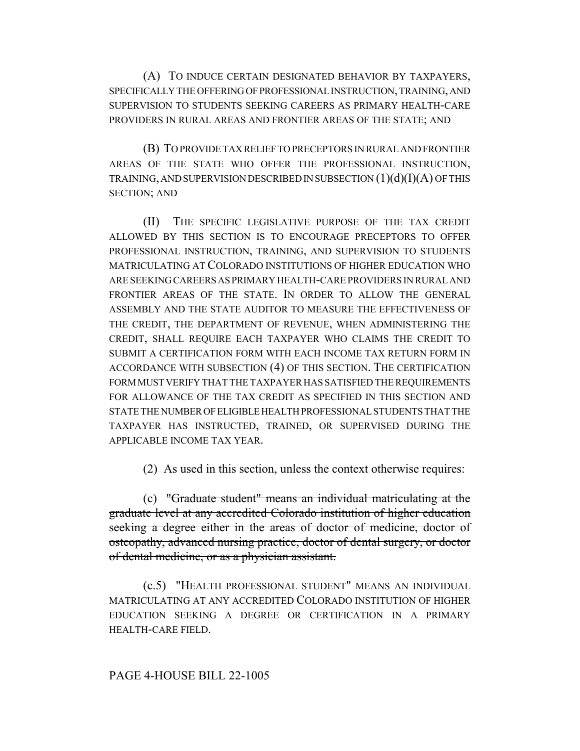(A) TO INDUCE CERTAIN DESIGNATED BEHAVIOR BY TAXPAYERS, SPECIFICALLY THE OFFERING OF PROFESSIONAL INSTRUCTION, TRAINING, AND SUPERVISION TO STUDENTS SEEKING CAREERS AS PRIMARY HEALTH-CARE PROVIDERS IN RURAL AREAS AND FRONTIER AREAS OF THE STATE; AND

(B) TO PROVIDE TAX RELIEF TO PRECEPTORS IN RURAL AND FRONTIER AREAS OF THE STATE WHO OFFER THE PROFESSIONAL INSTRUCTION, TRAINING, AND SUPERVISION DESCRIBED IN SUBSECTION (1)(d)(I)(A) OF THIS SECTION; AND

(II) THE SPECIFIC LEGISLATIVE PURPOSE OF THE TAX CREDIT ALLOWED BY THIS SECTION IS TO ENCOURAGE PRECEPTORS TO OFFER PROFESSIONAL INSTRUCTION, TRAINING, AND SUPERVISION TO STUDENTS MATRICULATING AT COLORADO INSTITUTIONS OF HIGHER EDUCATION WHO ARE SEEKING CAREERS AS PRIMARY HEALTH-CARE PROVIDERS IN RURAL AND FRONTIER AREAS OF THE STATE. IN ORDER TO ALLOW THE GENERAL ASSEMBLY AND THE STATE AUDITOR TO MEASURE THE EFFECTIVENESS OF THE CREDIT, THE DEPARTMENT OF REVENUE, WHEN ADMINISTERING THE CREDIT, SHALL REQUIRE EACH TAXPAYER WHO CLAIMS THE CREDIT TO SUBMIT A CERTIFICATION FORM WITH EACH INCOME TAX RETURN FORM IN ACCORDANCE WITH SUBSECTION (4) OF THIS SECTION. THE CERTIFICATION FORM MUST VERIFY THAT THE TAXPAYER HAS SATISFIED THE REQUIREMENTS FOR ALLOWANCE OF THE TAX CREDIT AS SPECIFIED IN THIS SECTION AND STATE THE NUMBER OF ELIGIBLE HEALTH PROFESSIONAL STUDENTS THAT THE TAXPAYER HAS INSTRUCTED, TRAINED, OR SUPERVISED DURING THE APPLICABLE INCOME TAX YEAR.

(2) As used in this section, unless the context otherwise requires:

(c) ~~"Graduate student" means an individual matriculating at the graduate level at any accredited Colorado institution of higher education seeking a degree either in the areas of doctor of medicine, doctor of osteopathy, advanced nursing practice, doctor of dental surgery, or doctor of dental medicine, or as a physician assistant.~~

(c.5) "HEALTH PROFESSIONAL STUDENT" MEANS AN INDIVIDUAL MATRICULATING AT ANY ACCREDITED COLORADO INSTITUTION OF HIGHER EDUCATION SEEKING A DEGREE OR CERTIFICATION IN A PRIMARY HEALTH-CARE FIELD.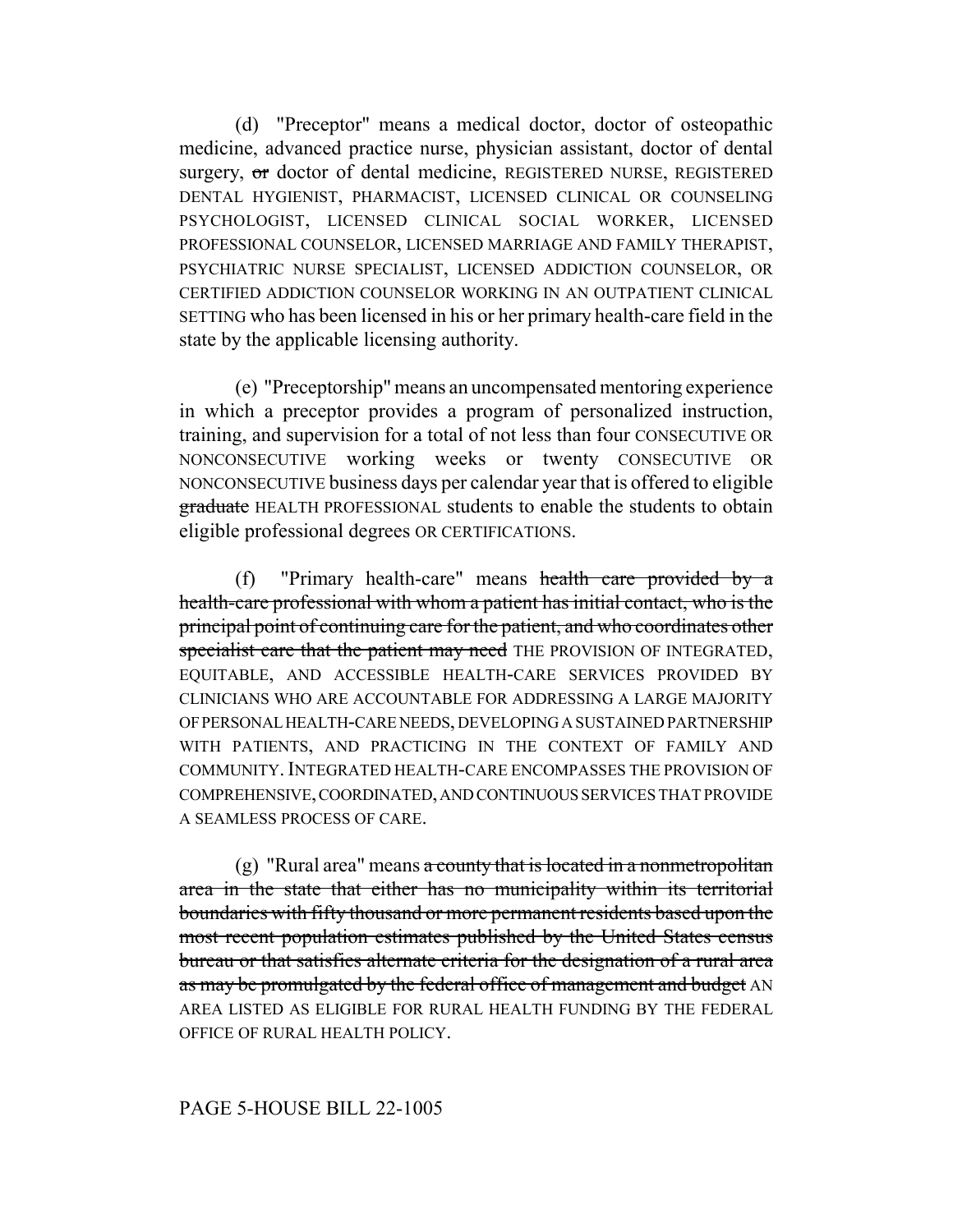(d) "Preceptor" means a medical doctor, doctor of osteopathic medicine, advanced practice nurse, physician assistant, doctor of dental surgery, ~~or~~ doctor of dental medicine, REGISTERED NURSE, REGISTERED DENTAL HYGIENIST, PHARMACIST, LICENSED CLINICAL OR COUNSELING PSYCHOLOGIST, LICENSED CLINICAL SOCIAL WORKER, LICENSED PROFESSIONAL COUNSELOR, LICENSED MARRIAGE AND FAMILY THERAPIST, PSYCHIATRIC NURSE SPECIALIST, LICENSED ADDICTION COUNSELOR, OR CERTIFIED ADDICTION COUNSELOR WORKING IN AN OUTPATIENT CLINICAL SETTING who has been licensed in his or her primary health-care field in the state by the applicable licensing authority.

(e) "Preceptorship" means an uncompensated mentoring experience in which a preceptor provides a program of personalized instruction, training, and supervision for a total of not less than four CONSECUTIVE OR NONCONSECUTIVE working weeks or twenty CONSECUTIVE OR NONCONSECUTIVE business days per calendar year that is offered to eligible ~~graduate~~ HEALTH PROFESSIONAL students to enable the students to obtain eligible professional degrees OR CERTIFICATIONS.

(f) "Primary health-care" means ~~health care provided by a health-care professional with whom a patient has initial contact, who is the principal point of continuing care for the patient, and who coordinates other specialist care that the patient may need~~ THE PROVISION OF INTEGRATED, EQUITABLE, AND ACCESSIBLE HEALTH-CARE SERVICES PROVIDED BY CLINICIANS WHO ARE ACCOUNTABLE FOR ADDRESSING A LARGE MAJORITY OF PERSONAL HEALTH-CARE NEEDS, DEVELOPING A SUSTAINED PARTNERSHIP WITH PATIENTS, AND PRACTICING IN THE CONTEXT OF FAMILY AND COMMUNITY. INTEGRATED HEALTH-CARE ENCOMPASSES THE PROVISION OF COMPREHENSIVE, COORDINATED, AND CONTINUOUS SERVICES THAT PROVIDE A SEAMLESS PROCESS OF CARE.

(g) "Rural area" means ~~a county that is located in a nonmetropolitan area in the state that either has no municipality within its territorial boundaries with fifty thousand or more permanent residents based upon the most recent population estimates published by the United States census bureau or that satisfies alternate criteria for the designation of a rural area as may be promulgated by the federal office of management and budget~~ AN AREA LISTED AS ELIGIBLE FOR RURAL HEALTH FUNDING BY THE FEDERAL OFFICE OF RURAL HEALTH POLICY.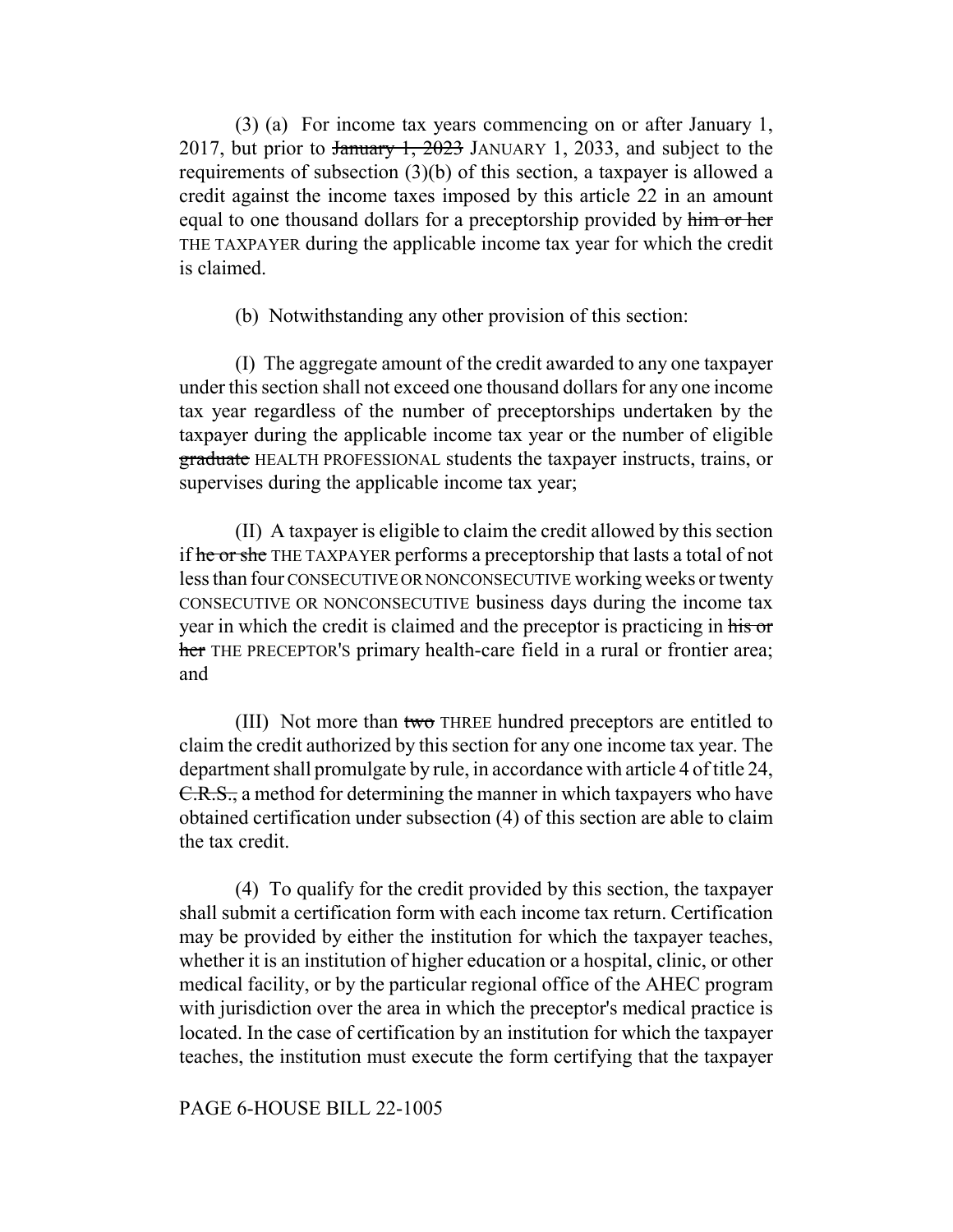(3) (a) For income tax years commencing on or after January 1, 2017, but prior to ~~January 1, 2023~~ JANUARY 1, 2033, and subject to the requirements of subsection (3)(b) of this section, a taxpayer is allowed a credit against the income taxes imposed by this article 22 in an amount equal to one thousand dollars for a preceptorship provided by ~~him or her~~ THE TAXPAYER during the applicable income tax year for which the credit is claimed.

(b) Notwithstanding any other provision of this section:

(I) The aggregate amount of the credit awarded to any one taxpayer under this section shall not exceed one thousand dollars for any one income tax year regardless of the number of preceptorships undertaken by the taxpayer during the applicable income tax year or the number of eligible ~~graduate~~ HEALTH PROFESSIONAL students the taxpayer instructs, trains, or supervises during the applicable income tax year;

(II) A taxpayer is eligible to claim the credit allowed by this section if ~~he or she~~ THE TAXPAYER performs a preceptorship that lasts a total of not less than four CONSECUTIVE OR NONCONSECUTIVE working weeks or twenty CONSECUTIVE OR NONCONSECUTIVE business days during the income tax year in which the credit is claimed and the preceptor is practicing in ~~his or her~~ THE PRECEPTOR'S primary health-care field in a rural or frontier area; and

(III) Not more than ~~two~~ THREE hundred preceptors are entitled to claim the credit authorized by this section for any one income tax year. The department shall promulgate by rule, in accordance with article 4 of title 24, ~~C.R.S.,~~ a method for determining the manner in which taxpayers who have obtained certification under subsection (4) of this section are able to claim the tax credit.

(4) To qualify for the credit provided by this section, the taxpayer shall submit a certification form with each income tax return. Certification may be provided by either the institution for which the taxpayer teaches, whether it is an institution of higher education or a hospital, clinic, or other medical facility, or by the particular regional office of the AHEC program with jurisdiction over the area in which the preceptor's medical practice is located. In the case of certification by an institution for which the taxpayer teaches, the institution must execute the form certifying that the taxpayer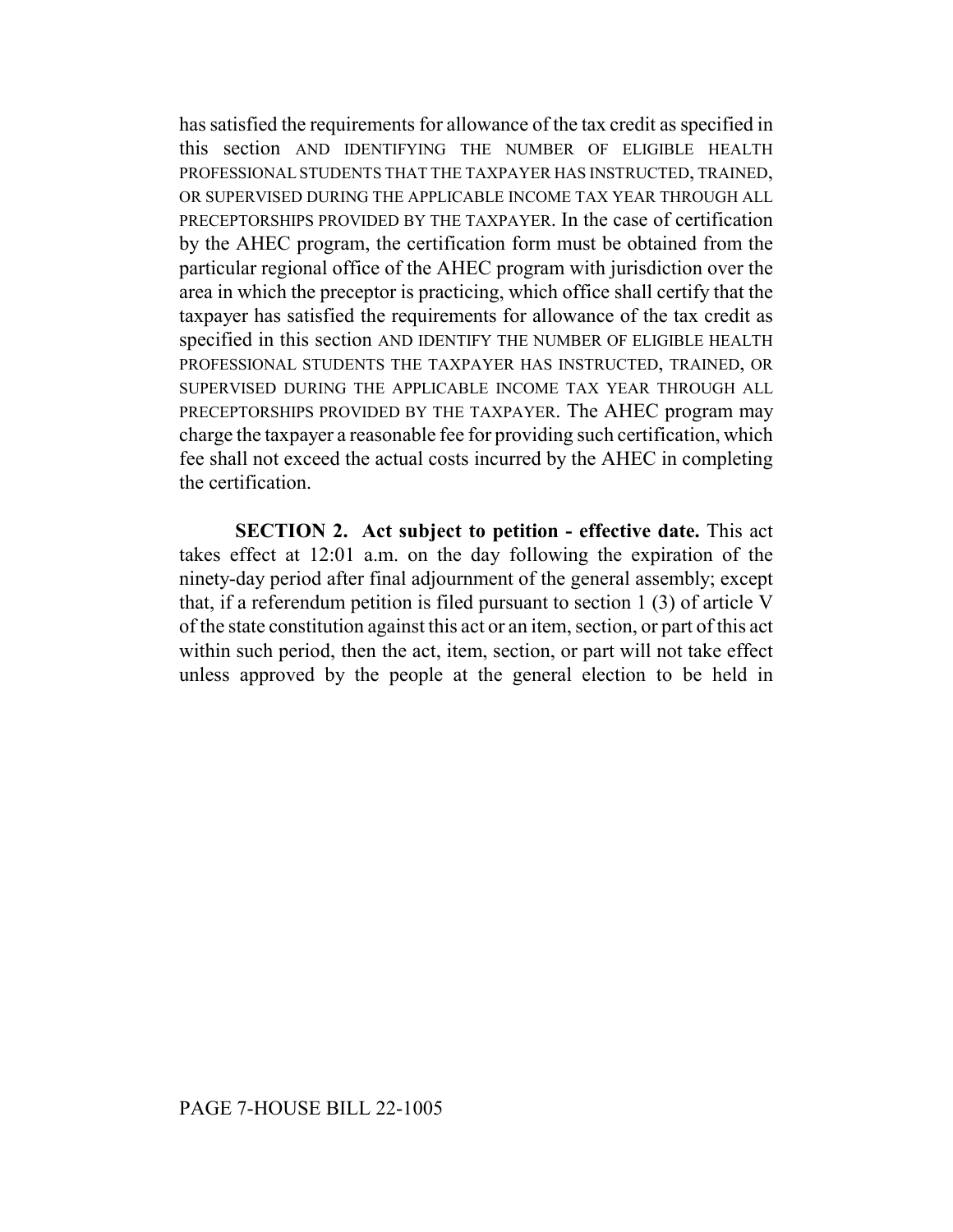has satisfied the requirements for allowance of the tax credit as specified in this section AND IDENTIFYING THE NUMBER OF ELIGIBLE HEALTH PROFESSIONAL STUDENTS THAT THE TAXPAYER HAS INSTRUCTED, TRAINED, OR SUPERVISED DURING THE APPLICABLE INCOME TAX YEAR THROUGH ALL PRECEPTORSHIPS PROVIDED BY THE TAXPAYER. In the case of certification by the AHEC program, the certification form must be obtained from the particular regional office of the AHEC program with jurisdiction over the area in which the preceptor is practicing, which office shall certify that the taxpayer has satisfied the requirements for allowance of the tax credit as specified in this section AND IDENTIFY THE NUMBER OF ELIGIBLE HEALTH PROFESSIONAL STUDENTS THE TAXPAYER HAS INSTRUCTED, TRAINED, OR SUPERVISED DURING THE APPLICABLE INCOME TAX YEAR THROUGH ALL PRECEPTORSHIPS PROVIDED BY THE TAXPAYER. The AHEC program may charge the taxpayer a reasonable fee for providing such certification, which fee shall not exceed the actual costs incurred by the AHEC in completing the certification.

**SECTION 2. Act subject to petition - effective date.** This act takes effect at 12:01 a.m. on the day following the expiration of the ninety-day period after final adjournment of the general assembly; except that, if a referendum petition is filed pursuant to section 1 (3) of article V of the state constitution against this act or an item, section, or part of this act within such period, then the act, item, section, or part will not take effect unless approved by the people at the general election to be held in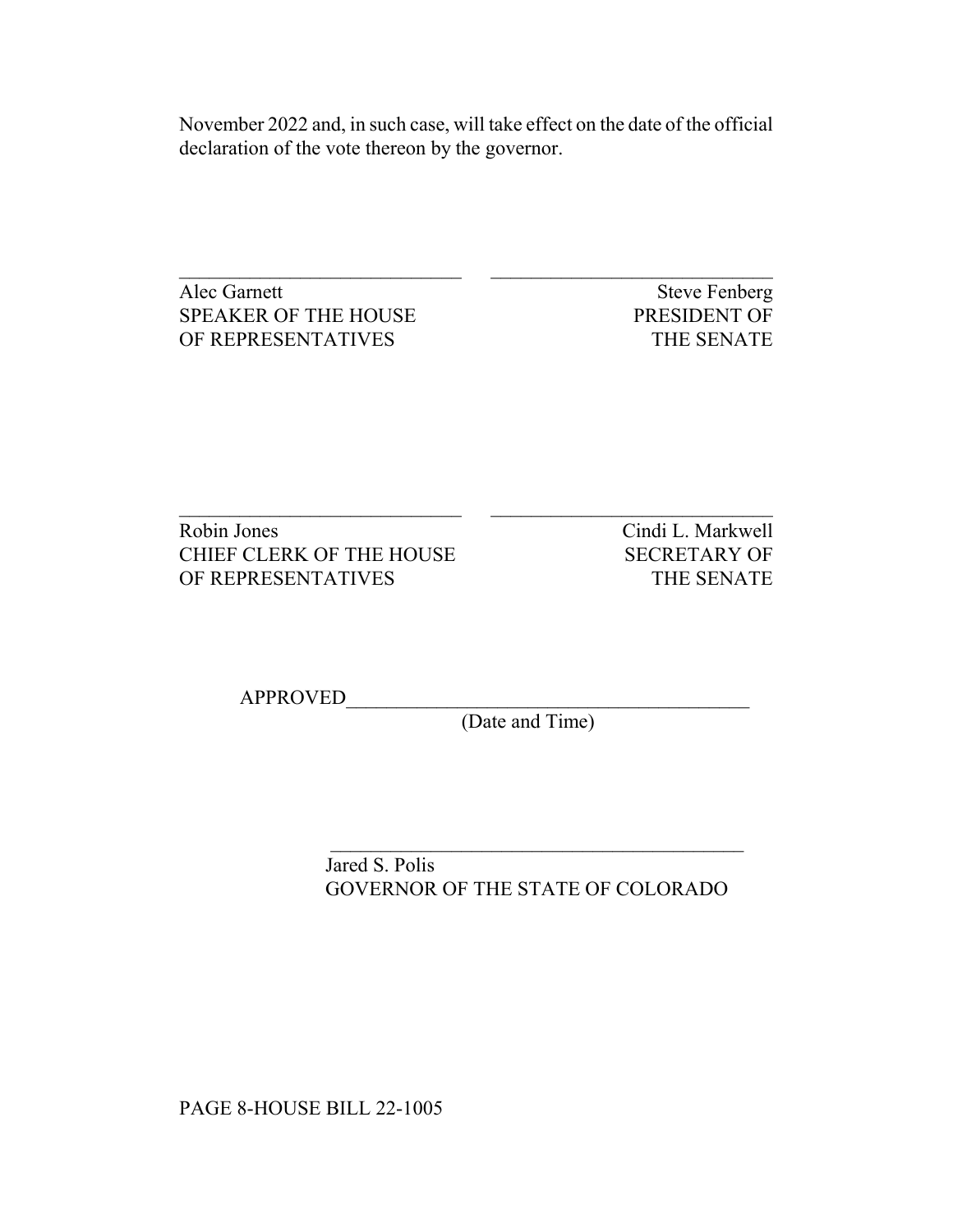November 2022 and, in such case, will take effect on the date of the official declaration of the vote thereon by the governor.

| | |
|---|---|
| ____________________________ | ____________________________ |
| Alec Garnett | Steve Fenberg |
| SPEAKER OF THE HOUSE OF REPRESENTATIVES | PRESIDENT OF THE SENATE |

| | |
|---|---|
| ____________________________ | ____________________________ |
| Robin Jones | Cindi L. Markwell |
| CHIEF CLERK OF THE HOUSE OF REPRESENTATIVES | SECRETARY OF THE SENATE |

APPROVED________________________________________
(Date and Time)

_________________________________________
Jared S. Polis
GOVERNOR OF THE STATE OF COLORADO